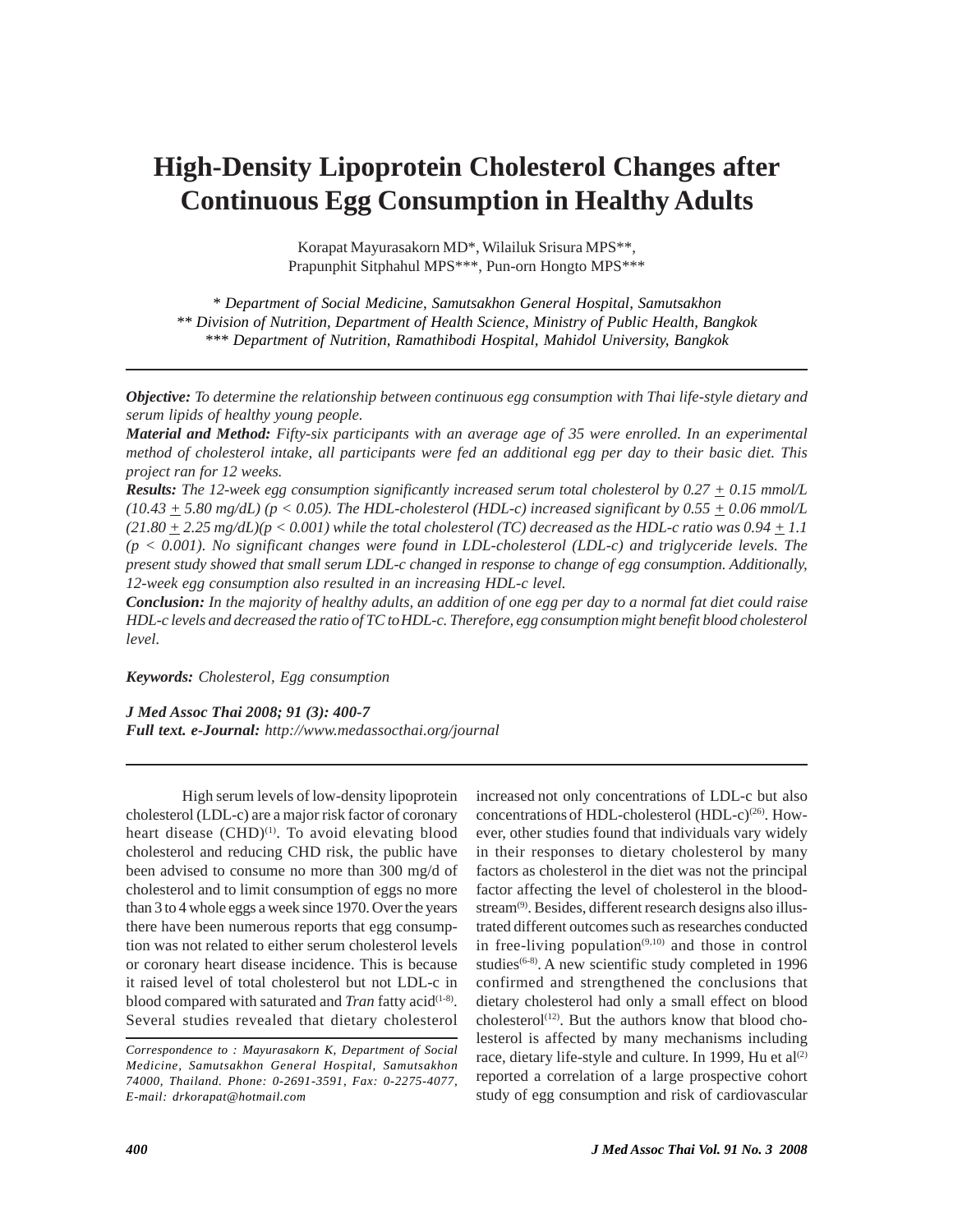# High-Density Lipoprotein Cholesterol Changes after Continuous Egg Consumption in Healthy Adults

Korapat Mayurasakorn MD*, Wilailuk Srisura MPS**, Prapunphit Sitphahul MPS***, Pun-orn Hongto MPS***

*\* Department of Social Medicine, Samutsakhon General Hospital, Samutsakhon*
*\*\* Division of Nutrition, Department of Health Science, Ministry of Public Health, Bangkok*
*\*\*\* Department of Nutrition, Ramathibodi Hospital, Mahidol University, Bangkok*

---

***Objective:*** *To determine the relationship between continuous egg consumption with Thai life-style dietary and serum lipids of healthy young people.*

***Material and Method:*** *Fifty-six participants with an average age of 35 were enrolled. In an experimental method of cholesterol intake, all participants were fed an additional egg per day to their basic diet. This project ran for 12 weeks.*

***Results:*** *The 12-week egg consumption significantly increased serum total cholesterol by 0.27 $\pm$ 0.15 mmol/L (10.43 $\pm$ 5.80 mg/dL) ($p < 0.05$). The HDL-cholesterol (HDL-c) increased significant by 0.55 $\pm$ 0.06 mmol/L (21.80 $\pm$ 2.25 mg/dL)($p < 0.001$) while the total cholesterol (TC) decreased as the HDL-c ratio was 0.94 $\pm$ 1.1 ($p < 0.001$). No significant changes were found in LDL-cholesterol (LDL-c) and triglyceride levels. The present study showed that small serum LDL-c changed in response to change of egg consumption. Additionally, 12-week egg consumption also resulted in an increasing HDL-c level.*

***Conclusion:*** *In the majority of healthy adults, an addition of one egg per day to a normal fat diet could raise HDL-c levels and decreased the ratio of TC to HDL-c. Therefore, egg consumption might benefit blood cholesterol level.*

***Keywords:*** *Cholesterol, Egg consumption*

***J Med Assoc Thai 2008; 91 (3): 400-7***
***Full text. e-Journal:*** *http://www.medassocthai.org/journal*

---

High serum levels of low-density lipoprotein cholesterol (LDL-c) are a major risk factor of coronary heart disease (CHD)[1]. To avoid elevating blood cholesterol and reducing CHD risk, the public have been advised to consume no more than 300 mg/d of cholesterol and to limit consumption of eggs no more than 3 to 4 whole eggs a week since 1970. Over the years there have been numerous reports that egg consumption was not related to either serum cholesterol levels or coronary heart disease incidence. This is because it raised level of total cholesterol but not LDL-c in blood compared with saturated and *Tran* fatty acid[1-8]. Several studies revealed that dietary cholesterol increased not only concentrations of LDL-c but also concentrations of HDL-cholesterol (HDL-c)[26]. However, other studies found that individuals vary widely in their responses to dietary cholesterol by many factors as cholesterol in the diet was not the principal factor affecting the level of cholesterol in the bloodstream[9]. Besides, different research designs also illustrated different outcomes such as researches conducted in free-living population[9,10] and those in control studies[6-8]. A new scientific study completed in 1996 confirmed and strengthened the conclusions that dietary cholesterol had only a small effect on blood cholesterol[12]. But the authors know that blood cholesterol is affected by many mechanisms including race, dietary life-style and culture. In 1999, Hu et al[2] reported a correlation of a large prospective cohort study of egg consumption and risk of cardiovascular

*Correspondence to : Mayurasakorn K, Department of Social Medicine, Samutsakhon General Hospital, Samutsakhon 74000, Thailand. Phone: 0-2691-3591, Fax: 0-2275-4077, E-mail: drkorapat@hotmail.com*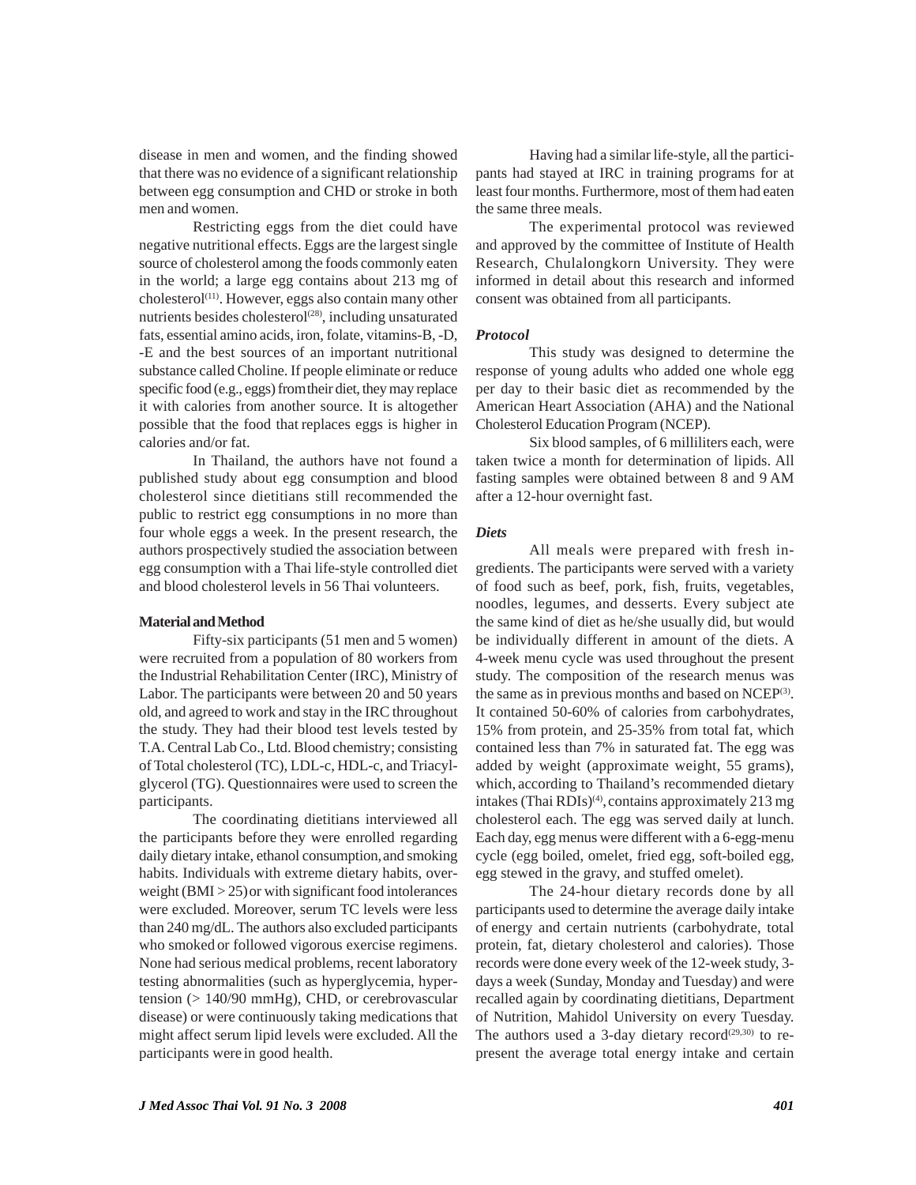disease in men and women, and the finding showed that there was no evidence of a significant relationship between egg consumption and CHD or stroke in both men and women.

Restricting eggs from the diet could have negative nutritional effects. Eggs are the largest single source of cholesterol among the foods commonly eaten in the world; a large egg contains about 213 mg of cholesterol[11]. However, eggs also contain many other nutrients besides cholesterol[28], including unsaturated fats, essential amino acids, iron, folate, vitamins-B, -D, -E and the best sources of an important nutritional substance called Choline. If people eliminate or reduce specific food (e.g., eggs) from their diet, they may replace it with calories from another source. It is altogether possible that the food that replaces eggs is higher in calories and/or fat.

In Thailand, the authors have not found a published study about egg consumption and blood cholesterol since dietitians still recommended the public to restrict egg consumptions in no more than four whole eggs a week. In the present research, the authors prospectively studied the association between egg consumption with a Thai life-style controlled diet and blood cholesterol levels in 56 Thai volunteers.

## Material and Method

Fifty-six participants (51 men and 5 women) were recruited from a population of 80 workers from the Industrial Rehabilitation Center (IRC), Ministry of Labor. The participants were between 20 and 50 years old, and agreed to work and stay in the IRC throughout the study. They had their blood test levels tested by T.A. Central Lab Co., Ltd. Blood chemistry; consisting of Total cholesterol (TC), LDL-c, HDL-c, and Triacylglycerol (TG). Questionnaires were used to screen the participants.

The coordinating dietitians interviewed all the participants before they were enrolled regarding daily dietary intake, ethanol consumption, and smoking habits. Individuals with extreme dietary habits, overweight (BMI > 25) or with significant food intolerances were excluded. Moreover, serum TC levels were less than 240 mg/dL. The authors also excluded participants who smoked or followed vigorous exercise regimens. None had serious medical problems, recent laboratory testing abnormalities (such as hyperglycemia, hypertension (> 140/90 mmHg), CHD, or cerebrovascular disease) or were continuously taking medications that might affect serum lipid levels were excluded. All the participants were in good health.

Having had a similar life-style, all the participants had stayed at IRC in training programs for at least four months. Furthermore, most of them had eaten the same three meals.

The experimental protocol was reviewed and approved by the committee of Institute of Health Research, Chulalongkorn University. They were informed in detail about this research and informed consent was obtained from all participants.

### *Protocol*

This study was designed to determine the response of young adults who added one whole egg per day to their basic diet as recommended by the American Heart Association (AHA) and the National Cholesterol Education Program (NCEP).

Six blood samples, of 6 milliliters each, were taken twice a month for determination of lipids. All fasting samples were obtained between 8 and 9 AM after a 12-hour overnight fast.

### *Diets*

All meals were prepared with fresh ingredients. The participants were served with a variety of food such as beef, pork, fish, fruits, vegetables, noodles, legumes, and desserts. Every subject ate the same kind of diet as he/she usually did, but would be individually different in amount of the diets. A 4-week menu cycle was used throughout the present study. The composition of the research menus was the same as in previous months and based on NCEP[3]. It contained 50-60% of calories from carbohydrates, 15% from protein, and 25-35% from total fat, which contained less than 7% in saturated fat. The egg was added by weight (approximate weight, 55 grams), which, according to Thailand's recommended dietary intakes (Thai RDIs)[4], contains approximately 213 mg cholesterol each. The egg was served daily at lunch. Each day, egg menus were different with a 6-egg-menu cycle (egg boiled, omelet, fried egg, soft-boiled egg, egg stewed in the gravy, and stuffed omelet).

The 24-hour dietary records done by all participants used to determine the average daily intake of energy and certain nutrients (carbohydrate, total protein, fat, dietary cholesterol and calories). Those records were done every week of the 12-week study, 3-days a week (Sunday, Monday and Tuesday) and were recalled again by coordinating dietitians, Department of Nutrition, Mahidol University on every Tuesday. The authors used a 3-day dietary record[29,30] to represent the average total energy intake and certain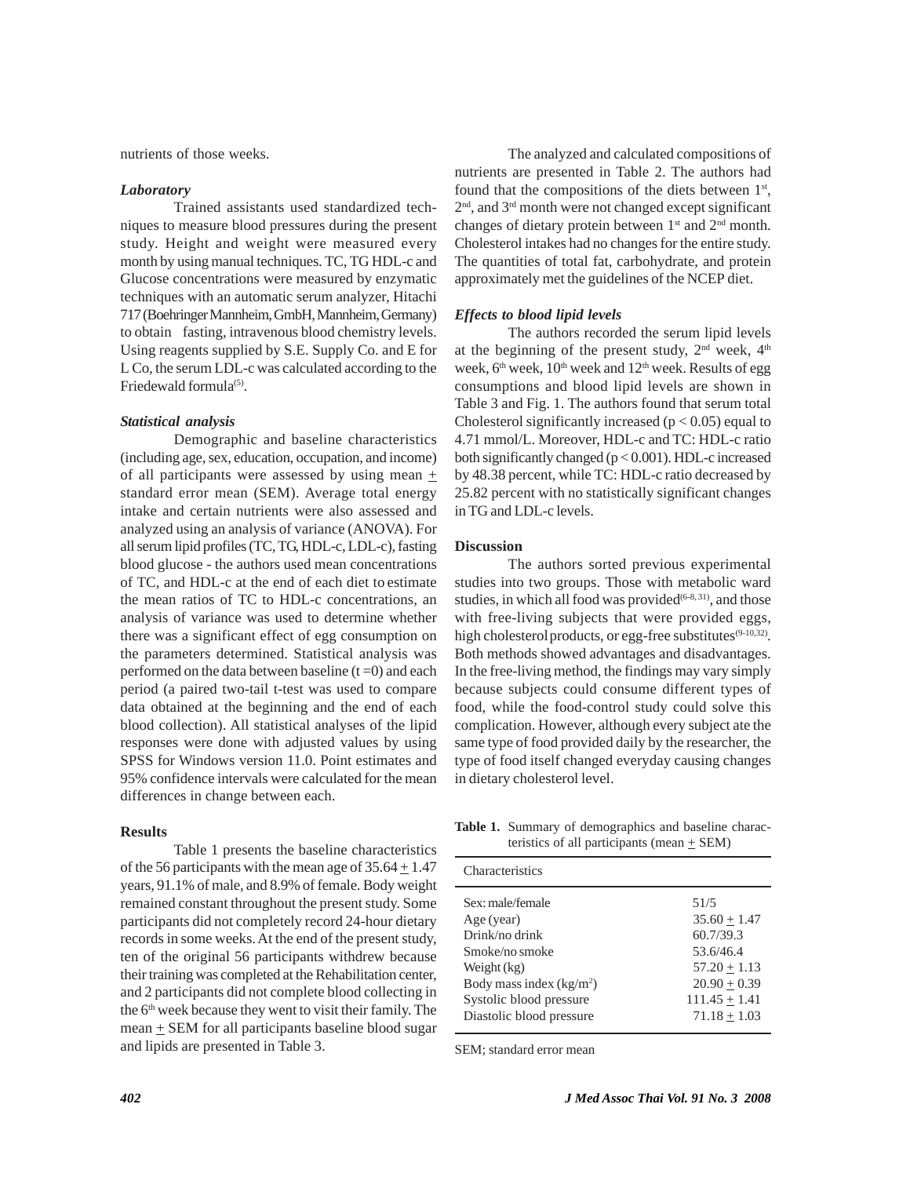nutrients of those weeks.

### *Laboratory*

Trained assistants used standardized techniques to measure blood pressures during the present study. Height and weight were measured every month by using manual techniques. TC, TG HDL-c and Glucose concentrations were measured by enzymatic techniques with an automatic serum analyzer, Hitachi 717 (Boehringer Mannheim, GmbH, Mannheim, Germany) to obtain fasting, intravenous blood chemistry levels. Using reagents supplied by S.E. Supply Co. and E for L Co, the serum LDL-c was calculated according to the Friedewald formula[5].

### *Statistical analysis*

Demographic and baseline characteristics (including age, sex, education, occupation, and income) of all participants were assessed by using mean ± standard error mean (SEM). Average total energy intake and certain nutrients were also assessed and analyzed using an analysis of variance (ANOVA). For all serum lipid profiles (TC, TG, HDL-c, LDL-c), fasting blood glucose - the authors used mean concentrations of TC, and HDL-c at the end of each diet to estimate the mean ratios of TC to HDL-c concentrations, an analysis of variance was used to determine whether there was a significant effect of egg consumption on the parameters determined. Statistical analysis was performed on the data between baseline ($t = 0$) and each period (a paired two-tail t-test was used to compare data obtained at the beginning and the end of each blood collection). All statistical analyses of the lipid responses were done with adjusted values by using SPSS for Windows version 11.0. Point estimates and 95% confidence intervals were calculated for the mean differences in change between each.

## Results

Table 1 presents the baseline characteristics of the 56 participants with the mean age of 35.64 ± 1.47 years, 91.1% of male, and 8.9% of female. Body weight remained constant throughout the present study. Some participants did not completely record 24-hour dietary records in some weeks. At the end of the present study, ten of the original 56 participants withdrew because their training was completed at the Rehabilitation center, and 2 participants did not complete blood collecting in the 6th week because they went to visit their family. The mean ± SEM for all participants baseline blood sugar and lipids are presented in Table 3.

The analyzed and calculated compositions of nutrients are presented in Table 2. The authors had found that the compositions of the diets between 1st, 2nd, and 3rd month were not changed except significant changes of dietary protein between 1st and 2nd month. Cholesterol intakes had no changes for the entire study. The quantities of total fat, carbohydrate, and protein approximately met the guidelines of the NCEP diet.

### *Effects to blood lipid levels*

The authors recorded the serum lipid levels at the beginning of the present study, 2nd week, 4th week, 6th week, 10th week and 12th week. Results of egg consumptions and blood lipid levels are shown in Table 3 and Fig. 1. The authors found that serum total Cholesterol significantly increased ($p < 0.05$) equal to 4.71 mmol/L. Moreover, HDL-c and TC: HDL-c ratio both significantly changed ($p < 0.001$). HDL-c increased by 48.38 percent, while TC: HDL-c ratio decreased by 25.82 percent with no statistically significant changes in TG and LDL-c levels.

## Discussion

The authors sorted previous experimental studies into two groups. Those with metabolic ward studies, in which all food was provided[6-8, 31], and those with free-living subjects that were provided eggs, high cholesterol products, or egg-free substitutes[9-10,32]. Both methods showed advantages and disadvantages. In the free-living method, the findings may vary simply because subjects could consume different types of food, while the food-control study could solve this complication. However, although every subject ate the same type of food provided daily by the researcher, the type of food itself changed everyday causing changes in dietary cholesterol level.

**Table 1.** Summary of demographics and baseline characteristics of all participants (mean ± SEM)

| Characteristics | |
|---|---|
| Sex: male/female | 51/5 |
| Age (year) | 35.60 ± 1.47 |
| Drink/no drink | 60.7/39.3 |
| Smoke/no smoke | 53.6/46.4 |
| Weight (kg) | 57.20 ± 1.13 |
| Body mass index (kg/m$^2$) | 20.90 ± 0.39 |
| Systolic blood pressure | 111.45 ± 1.41 |
| Diastolic blood pressure | 71.18 ± 1.03 |

SEM; standard error mean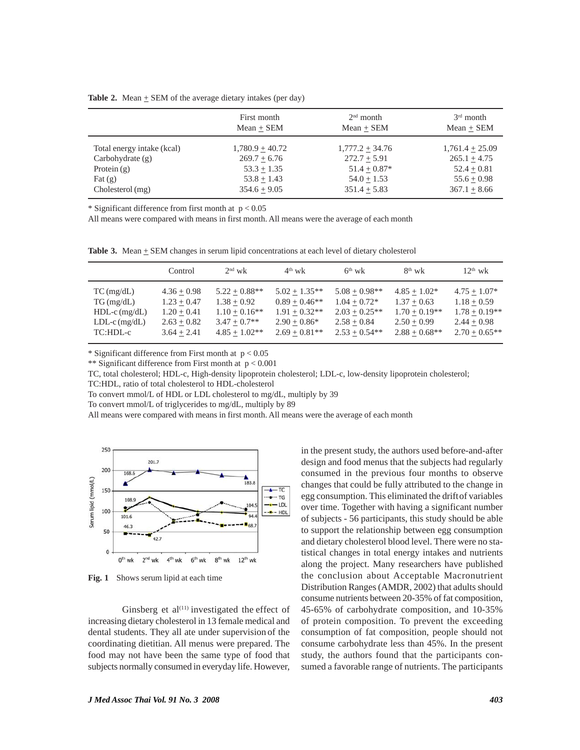**Table 2.** Mean + SEM of the average dietary intakes (per day)

| | First month Mean + SEM | 2nd month Mean + SEM | 3rd month Mean + SEM |
|---|---|---|---|
| Total energy intake (kcal) | 1,780.9 + 40.72 | 1,777.2 + 34.76 | 1,761.4 + 25.09 |
| Carbohydrate (g) | 269.7 + 6.76 | 272.7 + 5.91 | 265.1 + 4.75 |
| Protein (g) | 53.3 + 1.35 | 51.4 + 0.87* | 52.4 + 0.81 |
| Fat (g) | 53.8 + 1.43 | 54.0 + 1.53 | 55.6 + 0.98 |
| Cholesterol (mg) | 354.6 + 9.05 | 351.4 + 5.83 | 367.1 + 8.66 |

* Significant difference from first month at $p < 0.05$

All means were compared with means in first month. All means were the average of each month

**Table 3.** Mean + SEM changes in serum lipid concentrations at each level of dietary cholesterol

| | Control | 2nd wk | 4th wk | 6th wk | 8th wk | 12th wk |
|---|---|---|---|---|---|---|
| TC (mg/dL) | 4.36 + 0.98 | 5.22 + 0.88** | 5.02 + 1.35** | 5.08 + 0.98** | 4.85 + 1.02* | 4.75 + 1.07* |
| TG (mg/dL) | 1.23 + 0.47 | 1.38 + 0.92 | 0.89 + 0.46** | 1.04 + 0.72* | 1.37 + 0.63 | 1.18 + 0.59 |
| HDL-c (mg/dL) | 1.20 + 0.41 | 1.10 + 0.16** | 1.91 + 0.32** | 2.03 + 0.25** | 1.70 + 0.19** | 1.78 + 0.19** |
| LDL-c (mg/dL) | 2.63 + 0.82 | 3.47 + 0.7** | 2.90 + 0.86* | 2.58 + 0.84 | 2.50 + 0.99 | 2.44 + 0.98 |
| TC:HDL-c | 3.64 + 2.41 | 4.85 + 1.02** | 2.69 + 0.81** | 2.53 + 0.54** | 2.88 + 0.68** | 2.70 + 0.65** |

* Significant difference from First month at $p < 0.05$

** Significant difference from First month at $p < 0.001$

TC, total cholesterol; HDL-c, High-density lipoprotein cholesterol; LDL-c, low-density lipoprotein cholesterol;

TC:HDL, ratio of total cholesterol to HDL-cholesterol

To convert mmol/L of HDL or LDL cholesterol to mg/dL, multiply by 39

To convert mmol/L of triglycerides to mg/dL, multiply by 89

All means were compared with means in first month. All means were the average of each month

**Fig. 1** Shows serum lipid at each time

Ginsberg et al[11] investigated the effect of increasing dietary cholesterol in 13 female medical and dental students. They all ate under supervision of the coordinating dietitian. All menus were prepared. The food may not have been the same type of food that subjects normally consumed in everyday life. However, in the present study, the authors used before-and-after design and food menus that the subjects had regularly consumed in the previous four months to observe changes that could be fully attributed to the change in egg consumption. This eliminated the drift of variables over time. Together with having a significant number of subjects - 56 participants, this study should be able to support the relationship between egg consumption and dietary cholesterol blood level. There were no statistical changes in total energy intakes and nutrients along the project. Many researchers have published the conclusion about Acceptable Macronutrient Distribution Ranges (AMDR, 2002) that adults should consume nutrients between 20-35% of fat composition, 45-65% of carbohydrate composition, and 10-35% of protein composition. To prevent the exceeding consumption of fat composition, people should not consume carbohydrate less than 45%. In the present study, the authors found that the participants consumed a favorable range of nutrients. The participants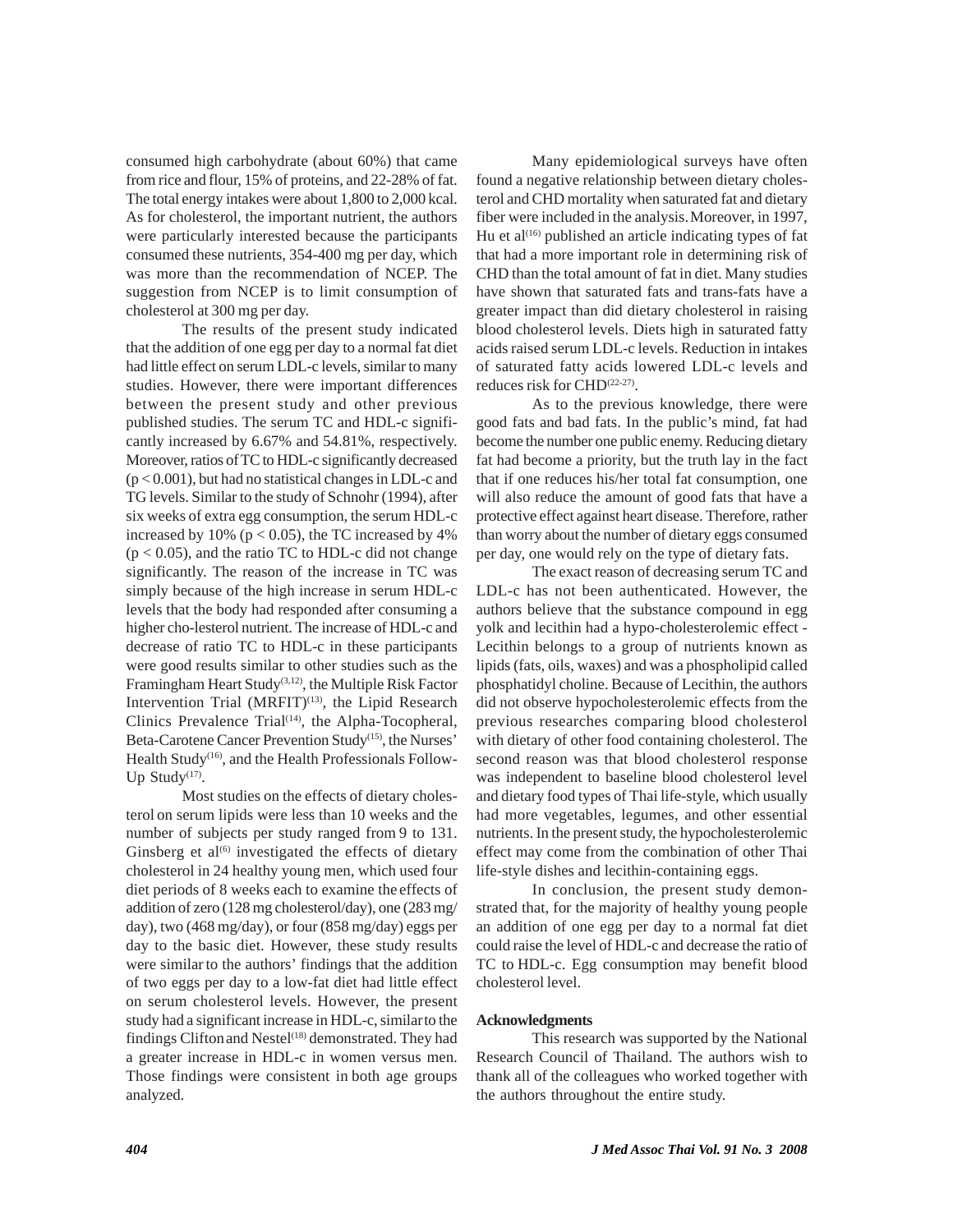consumed high carbohydrate (about 60%) that came from rice and flour, 15% of proteins, and 22-28% of fat. The total energy intakes were about 1,800 to 2,000 kcal. As for cholesterol, the important nutrient, the authors were particularly interested because the participants consumed these nutrients, 354-400 mg per day, which was more than the recommendation of NCEP. The suggestion from NCEP is to limit consumption of cholesterol at 300 mg per day.

The results of the present study indicated that the addition of one egg per day to a normal fat diet had little effect on serum LDL-c levels, similar to many studies. However, there were important differences between the present study and other previous published studies. The serum TC and HDL-c significantly increased by 6.67% and 54.81%, respectively. Moreover, ratios of TC to HDL-c significantly decreased ($p < 0.001$), but had no statistical changes in LDL-c and TG levels. Similar to the study of Schnohr (1994), after six weeks of extra egg consumption, the serum HDL-c increased by 10% ($p < 0.05$), the TC increased by 4% ($p < 0.05$), and the ratio TC to HDL-c did not change significantly. The reason of the increase in TC was simply because of the high increase in serum HDL-c levels that the body had responded after consuming a higher cho-lesterol nutrient. The increase of HDL-c and decrease of ratio TC to HDL-c in these participants were good results similar to other studies such as the Framingham Heart Study[3,12], the Multiple Risk Factor Intervention Trial (MRFIT)[13], the Lipid Research Clinics Prevalence Trial[14], the Alpha-Tocopheral, Beta-Carotene Cancer Prevention Study[15], the Nurses' Health Study[16], and the Health Professionals Follow-Up Study[17].

Most studies on the effects of dietary cholesterol on serum lipids were less than 10 weeks and the number of subjects per study ranged from 9 to 131. Ginsberg et al[6] investigated the effects of dietary cholesterol in 24 healthy young men, which used four diet periods of 8 weeks each to examine the effects of addition of zero (128 mg cholesterol/day), one (283 mg/day), two (468 mg/day), or four (858 mg/day) eggs per day to the basic diet. However, these study results were similar to the authors' findings that the addition of two eggs per day to a low-fat diet had little effect on serum cholesterol levels. However, the present study had a significant increase in HDL-c, similar to the findings Clifton and Nestel[18] demonstrated. They had a greater increase in HDL-c in women versus men. Those findings were consistent in both age groups analyzed.

Many epidemiological surveys have often found a negative relationship between dietary cholesterol and CHD mortality when saturated fat and dietary fiber were included in the analysis. Moreover, in 1997, Hu et al[16] published an article indicating types of fat that had a more important role in determining risk of CHD than the total amount of fat in diet. Many studies have shown that saturated fats and trans-fats have a greater impact than did dietary cholesterol in raising blood cholesterol levels. Diets high in saturated fatty acids raised serum LDL-c levels. Reduction in intakes of saturated fatty acids lowered LDL-c levels and reduces risk for CHD[22-27].

As to the previous knowledge, there were good fats and bad fats. In the public's mind, fat had become the number one public enemy. Reducing dietary fat had become a priority, but the truth lay in the fact that if one reduces his/her total fat consumption, one will also reduce the amount of good fats that have a protective effect against heart disease. Therefore, rather than worry about the number of dietary eggs consumed per day, one would rely on the type of dietary fats.

The exact reason of decreasing serum TC and LDL-c has not been authenticated. However, the authors believe that the substance compound in egg yolk and lecithin had a hypo-cholesterolemic effect - Lecithin belongs to a group of nutrients known as lipids (fats, oils, waxes) and was a phospholipid called phosphatidyl choline. Because of Lecithin, the authors did not observe hypocholesterolemic effects from the previous researches comparing blood cholesterol with dietary of other food containing cholesterol. The second reason was that blood cholesterol response was independent to baseline blood cholesterol level and dietary food types of Thai life-style, which usually had more vegetables, legumes, and other essential nutrients. In the present study, the hypocholesterolemic effect may come from the combination of other Thai life-style dishes and lecithin-containing eggs.

In conclusion, the present study demonstrated that, for the majority of healthy young people an addition of one egg per day to a normal fat diet could raise the level of HDL-c and decrease the ratio of TC to HDL-c. Egg consumption may benefit blood cholesterol level.

**Acknowledgments**

This research was supported by the National Research Council of Thailand. The authors wish to thank all of the colleagues who worked together with the authors throughout the entire study.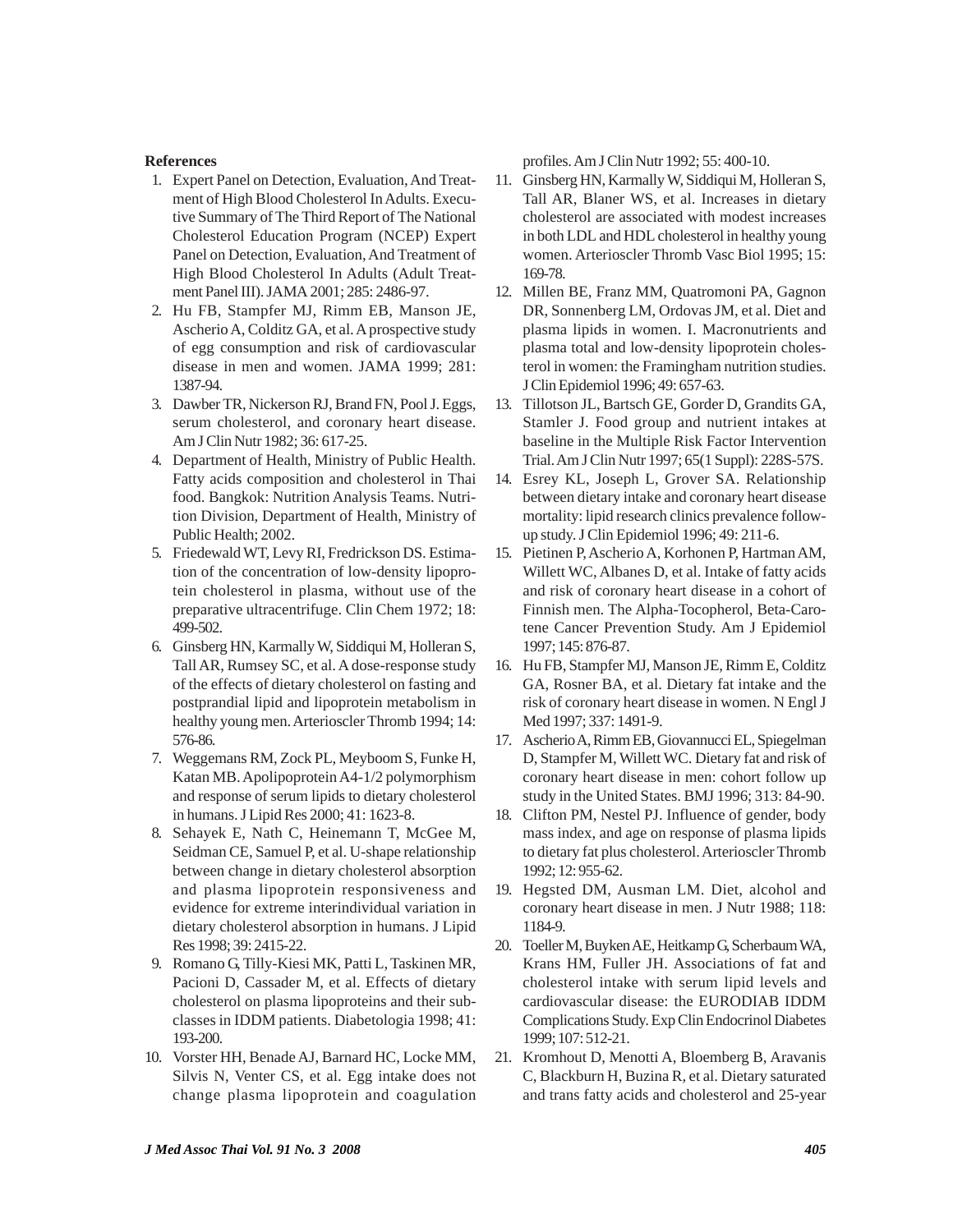**References**

1. Expert Panel on Detection, Evaluation, And Treatment of High Blood Cholesterol In Adults. Executive Summary of The Third Report of The National Cholesterol Education Program (NCEP) Expert Panel on Detection, Evaluation, And Treatment of High Blood Cholesterol In Adults (Adult Treatment Panel III). JAMA 2001; 285: 2486-97.
2. Hu FB, Stampfer MJ, Rimm EB, Manson JE, Ascherio A, Colditz GA, et al. A prospective study of egg consumption and risk of cardiovascular disease in men and women. JAMA 1999; 281: 1387-94.
3. Dawber TR, Nickerson RJ, Brand FN, Pool J. Eggs, serum cholesterol, and coronary heart disease. Am J Clin Nutr 1982; 36: 617-25.
4. Department of Health, Ministry of Public Health. Fatty acids composition and cholesterol in Thai food. Bangkok: Nutrition Analysis Teams. Nutrition Division, Department of Health, Ministry of Public Health; 2002.
5. Friedewald WT, Levy RI, Fredrickson DS. Estimation of the concentration of low-density lipoprotein cholesterol in plasma, without use of the preparative ultracentrifuge. Clin Chem 1972; 18: 499-502.
6. Ginsberg HN, Karmally W, Siddiqui M, Holleran S, Tall AR, Rumsey SC, et al. A dose-response study of the effects of dietary cholesterol on fasting and postprandial lipid and lipoprotein metabolism in healthy young men. Arterioscler Thromb 1994; 14: 576-86.
7. Weggemans RM, Zock PL, Meyboom S, Funke H, Katan MB. Apolipoprotein A4-1/2 polymorphism and response of serum lipids to dietary cholesterol in humans. J Lipid Res 2000; 41: 1623-8.
8. Sehayek E, Nath C, Heinemann T, McGee M, Seidman CE, Samuel P, et al. U-shape relationship between change in dietary cholesterol absorption and plasma lipoprotein responsiveness and evidence for extreme interindividual variation in dietary cholesterol absorption in humans. J Lipid Res 1998; 39: 2415-22.
9. Romano G, Tilly-Kiesi MK, Patti L, Taskinen MR, Pacioni D, Cassader M, et al. Effects of dietary cholesterol on plasma lipoproteins and their subclasses in IDDM patients. Diabetologia 1998; 41: 193-200.
10. Vorster HH, Benade AJ, Barnard HC, Locke MM, Silvis N, Venter CS, et al. Egg intake does not change plasma lipoprotein and coagulation profiles. Am J Clin Nutr 1992; 55: 400-10.
11. Ginsberg HN, Karmally W, Siddiqui M, Holleran S, Tall AR, Blaner WS, et al. Increases in dietary cholesterol are associated with modest increases in both LDL and HDL cholesterol in healthy young women. Arterioscler Thromb Vasc Biol 1995; 15: 169-78.
12. Millen BE, Franz MM, Quatromoni PA, Gagnon DR, Sonnenberg LM, Ordovas JM, et al. Diet and plasma lipids in women. I. Macronutrients and plasma total and low-density lipoprotein cholesterol in women: the Framingham nutrition studies. J Clin Epidemiol 1996; 49: 657-63.
13. Tillotson JL, Bartsch GE, Gorder D, Grandits GA, Stamler J. Food group and nutrient intakes at baseline in the Multiple Risk Factor Intervention Trial. Am J Clin Nutr 1997; 65(1 Suppl): 228S-57S.
14. Esrey KL, Joseph L, Grover SA. Relationship between dietary intake and coronary heart disease mortality: lipid research clinics prevalence follow-up study. J Clin Epidemiol 1996; 49: 211-6.
15. Pietinen P, Ascherio A, Korhonen P, Hartman AM, Willett WC, Albanes D, et al. Intake of fatty acids and risk of coronary heart disease in a cohort of Finnish men. The Alpha-Tocopherol, Beta-Carotene Cancer Prevention Study. Am J Epidemiol 1997; 145: 876-87.
16. Hu FB, Stampfer MJ, Manson JE, Rimm E, Colditz GA, Rosner BA, et al. Dietary fat intake and the risk of coronary heart disease in women. N Engl J Med 1997; 337: 1491-9.
17. Ascherio A, Rimm EB, Giovannucci EL, Spiegelman D, Stampfer M, Willett WC. Dietary fat and risk of coronary heart disease in men: cohort follow up study in the United States. BMJ 1996; 313: 84-90.
18. Clifton PM, Nestel PJ. Influence of gender, body mass index, and age on response of plasma lipids to dietary fat plus cholesterol. Arterioscler Thromb 1992; 12: 955-62.
19. Hegsted DM, Ausman LM. Diet, alcohol and coronary heart disease in men. J Nutr 1988; 118: 1184-9.
20. Toeller M, Buyken AE, Heitkamp G, Scherbaum WA, Krans HM, Fuller JH. Associations of fat and cholesterol intake with serum lipid levels and cardiovascular disease: the EURODIAB IDDM Complications Study. Exp Clin Endocrinol Diabetes 1999; 107: 512-21.
21. Kromhout D, Menotti A, Bloemberg B, Aravanis C, Blackburn H, Buzina R, et al. Dietary saturated and trans fatty acids and cholesterol and 25-year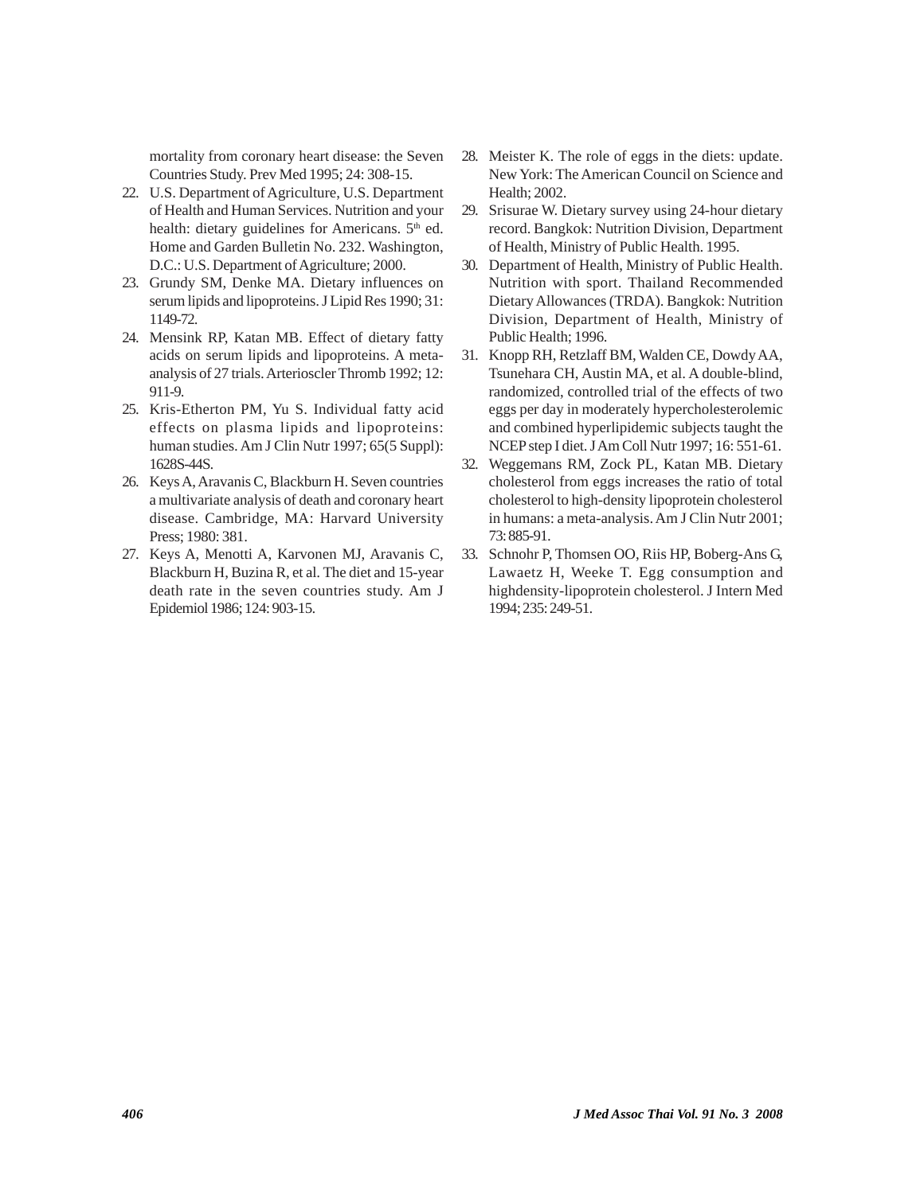mortality from coronary heart disease: the Seven Countries Study. Prev Med 1995; 24: 308-15.

22. U.S. Department of Agriculture, U.S. Department of Health and Human Services. Nutrition and your health: dietary guidelines for Americans. 5th ed. Home and Garden Bulletin No. 232. Washington, D.C.: U.S. Department of Agriculture; 2000.
23. Grundy SM, Denke MA. Dietary influences on serum lipids and lipoproteins. J Lipid Res 1990; 31: 1149-72.
24. Mensink RP, Katan MB. Effect of dietary fatty acids on serum lipids and lipoproteins. A meta-analysis of 27 trials. Arterioscler Thromb 1992; 12: 911-9.
25. Kris-Etherton PM, Yu S. Individual fatty acid effects on plasma lipids and lipoproteins: human studies. Am J Clin Nutr 1997; 65(5 Suppl): 1628S-44S.
26. Keys A, Aravanis C, Blackburn H. Seven countries a multivariate analysis of death and coronary heart disease. Cambridge, MA: Harvard University Press; 1980: 381.
27. Keys A, Menotti A, Karvonen MJ, Aravanis C, Blackburn H, Buzina R, et al. The diet and 15-year death rate in the seven countries study. Am J Epidemiol 1986; 124: 903-15.
28. Meister K. The role of eggs in the diets: update. New York: The American Council on Science and Health; 2002.
29. Srisurae W. Dietary survey using 24-hour dietary record. Bangkok: Nutrition Division, Department of Health, Ministry of Public Health. 1995.
30. Department of Health, Ministry of Public Health. Nutrition with sport. Thailand Recommended Dietary Allowances (TRDA). Bangkok: Nutrition Division, Department of Health, Ministry of Public Health; 1996.
31. Knopp RH, Retzlaff BM, Walden CE, Dowdy AA, Tsunehara CH, Austin MA, et al. A double-blind, randomized, controlled trial of the effects of two eggs per day in moderately hypercholesterolemic and combined hyperlipidemic subjects taught the NCEP step I diet. J Am Coll Nutr 1997; 16: 551-61.
32. Weggemans RM, Zock PL, Katan MB. Dietary cholesterol from eggs increases the ratio of total cholesterol to high-density lipoprotein cholesterol in humans: a meta-analysis. Am J Clin Nutr 2001; 73: 885-91.
33. Schnohr P, Thomsen OO, Riis HP, Boberg-Ans G, Lawaetz H, Weeke T. Egg consumption and highdensity-lipoprotein cholesterol. J Intern Med 1994; 235: 249-51.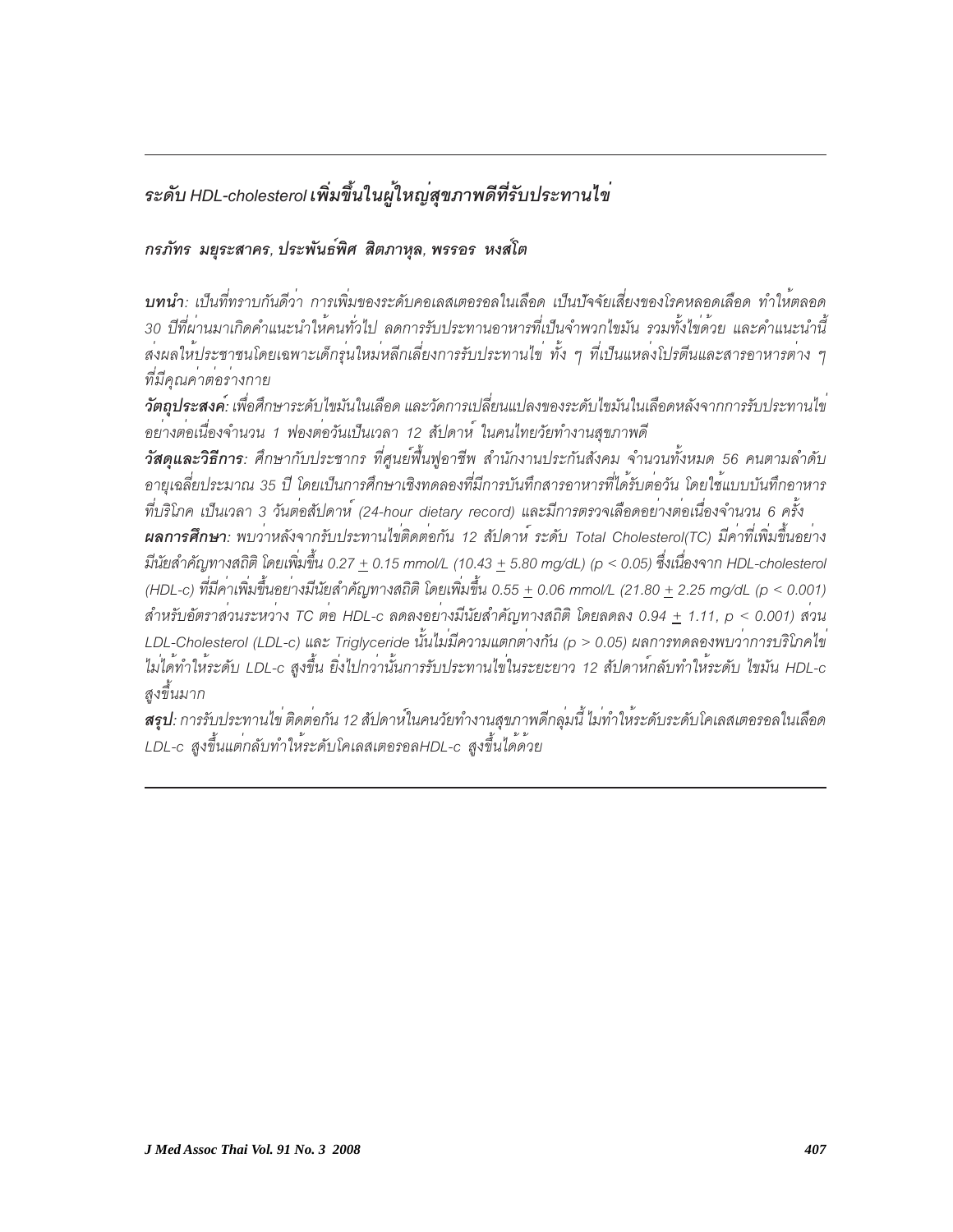## *ระดับ HDL-cholesterol เพิ่มขึ้นในผู้ใหญ่สุขภาพดีที่รับประทานไข่*

***กรภัทร มยุระสาคร, ประพันธ์พิศ สิตภาหุล, พรรอร หงส์โต***

***บทนำ**: เป็นที่ทราบกันดีว่า การเพิ่มของระดับคอเลสเตอรอลในเลือด เป็นปัจจัยเสี่ยงของโรคหลอดเลือด ทำให้ตลอด 30 ปีที่ผ่านมาเกิดคำแนะนำให้คนทั่วไป ลดการรับประทานอาหารที่เป็นจำพวกไขมัน รวมทั้งไข่ด้วย และคำแนะนำนี้ส่งผลให้ประชาชนโดยเฉพาะเด็กรุ่นใหม่หลีกเลี่ยงการรับประทานไข่ ทั้ง ๆ ที่เป็นแหล่งโปรตีนและสารอาหารต่าง ๆ ที่มีคุณค่าต่อร่างกาย*

***วัตถุประสงค์**: เพื่อศึกษาระดับไขมันในเลือด และวัดการเปลี่ยนแปลงของระดับไขมันในเลือดหลังจากการรับประทานไข่อย่างต่อเนื่องจำนวน 1 ฟองต่อวันเป็นเวลา 12 สัปดาห์ ในคนไทยวัยทำงานสุขภาพดี*

***วัสดุและวิธีการ**: ศึกษากับประชากร ที่ศูนย์ฟื้นฟูอาชีพ สำนักงานประกันสังคม จำนวนทั้งหมด 56 คนตามลำดับ อายุเฉลี่ยประมาณ 35 ปี โดยเป็นการศึกษาเชิงทดลองที่มีการบันทึกสารอาหารที่ได้รับต่อวัน โดยใช้แบบบันทึกอาหารที่บริโภค เป็นเวลา 3 วันต่อสัปดาห์ (24-hour dietary record) และมีการตรวจเลือดอย่างต่อเนื่องจำนวน 6 ครั้ง*

***ผลการศึกษา**: พบว่าหลังจากรับประทานไข่ติดต่อกัน 12 สัปดาห์ ระดับ Total Cholesterol(TC) มีค่าที่เพิ่มขึ้นอย่างมีนัยสำคัญทางสถิติ โดยเพิ่มขึ้น 0.27 $\pm$ 0.15 mmol/L (10.43 $\pm$ 5.80 mg/dL) ($p < 0.05$) ซึ่งเนื่องจาก HDL-cholesterol (HDL-c) ที่มีค่าเพิ่มขึ้นอย่างมีนัยสำคัญทางสถิติ โดยเพิ่มขึ้น 0.55 $\pm$ 0.06 mmol/L (21.80 $\pm$ 2.25 mg/dL ($p < 0.001$) สำหรับอัตราส่วนระหว่าง TC ต่อ HDL-c ลดลงอย่างมีนัยสำคัญทางสถิติ โดยลดลง 0.94 $\pm$ 1.11, $p < 0.001$) ส่วน LDL-Cholesterol (LDL-c) และ Triglyceride นั้นไม่มีความแตกต่างกัน ($p > 0.05$) ผลการทดลองพบว่าการบริโภคไข่ไม่ได้ทำให้ระดับ LDL-c สูงขึ้น ยิ่งไปกว่านั้นการรับประทานไข่ในระยะยาว 12 สัปดาห์กลับทำให้ระดับ ไขมัน HDL-c สูงขึ้นมาก*

***สรุป**: การรับประทานไข่ ติดต่อกัน 12 สัปดาห์ในคนวัยทำงานสุขภาพดีกลุ่มนี้ ไม่ทำให้ระดับระดับโคเลสเตอรอลในเลือด LDL-c สูงขึ้นแต่กลับทำให้ระดับโคเลสเตอรอลHDL-c สูงขึ้นได้ด้วย*